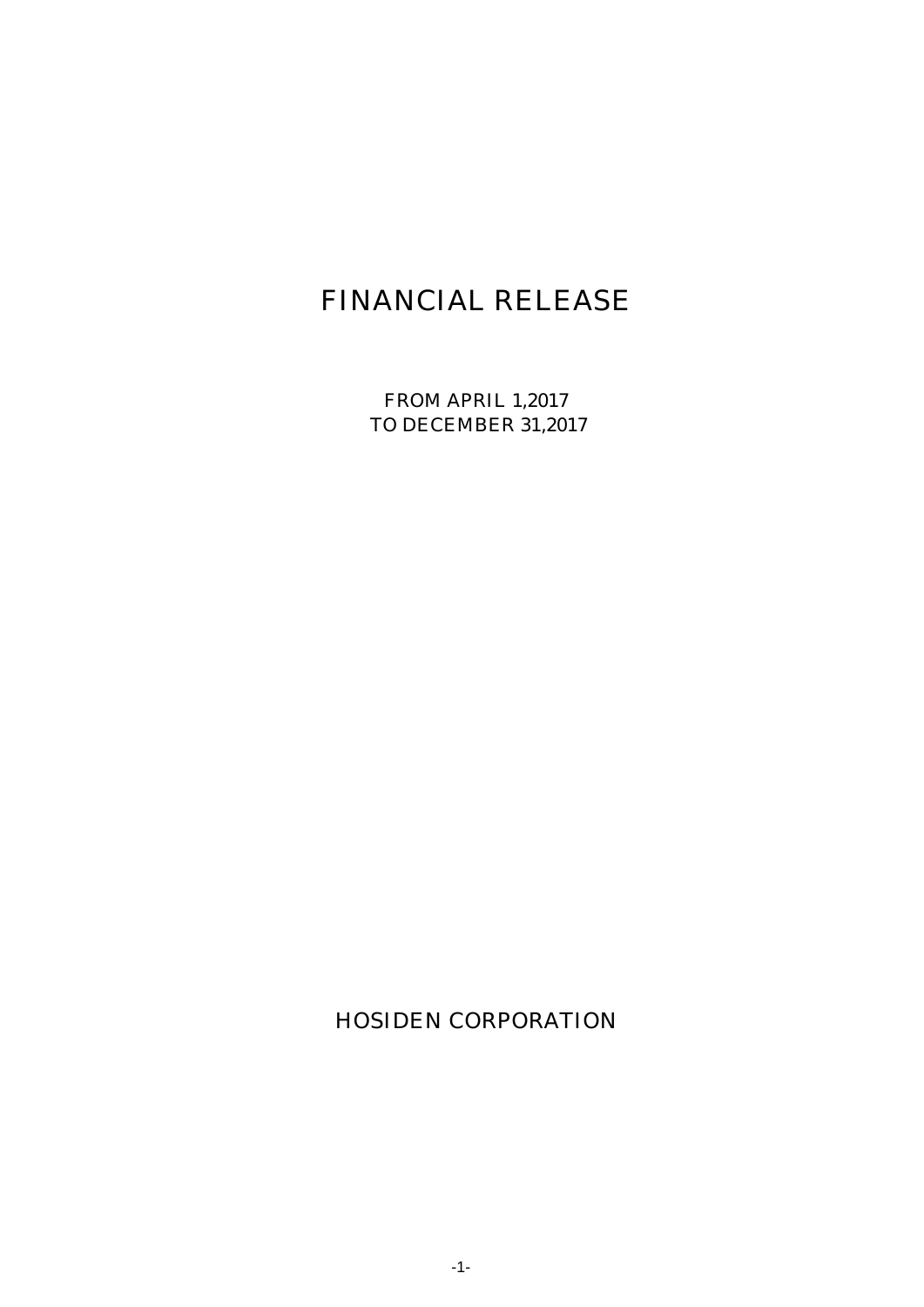# FINANCIAL RELEASE

FROM APRIL 1,2017
TO DECEMBER 31,2017

HOSIDEN CORPORATION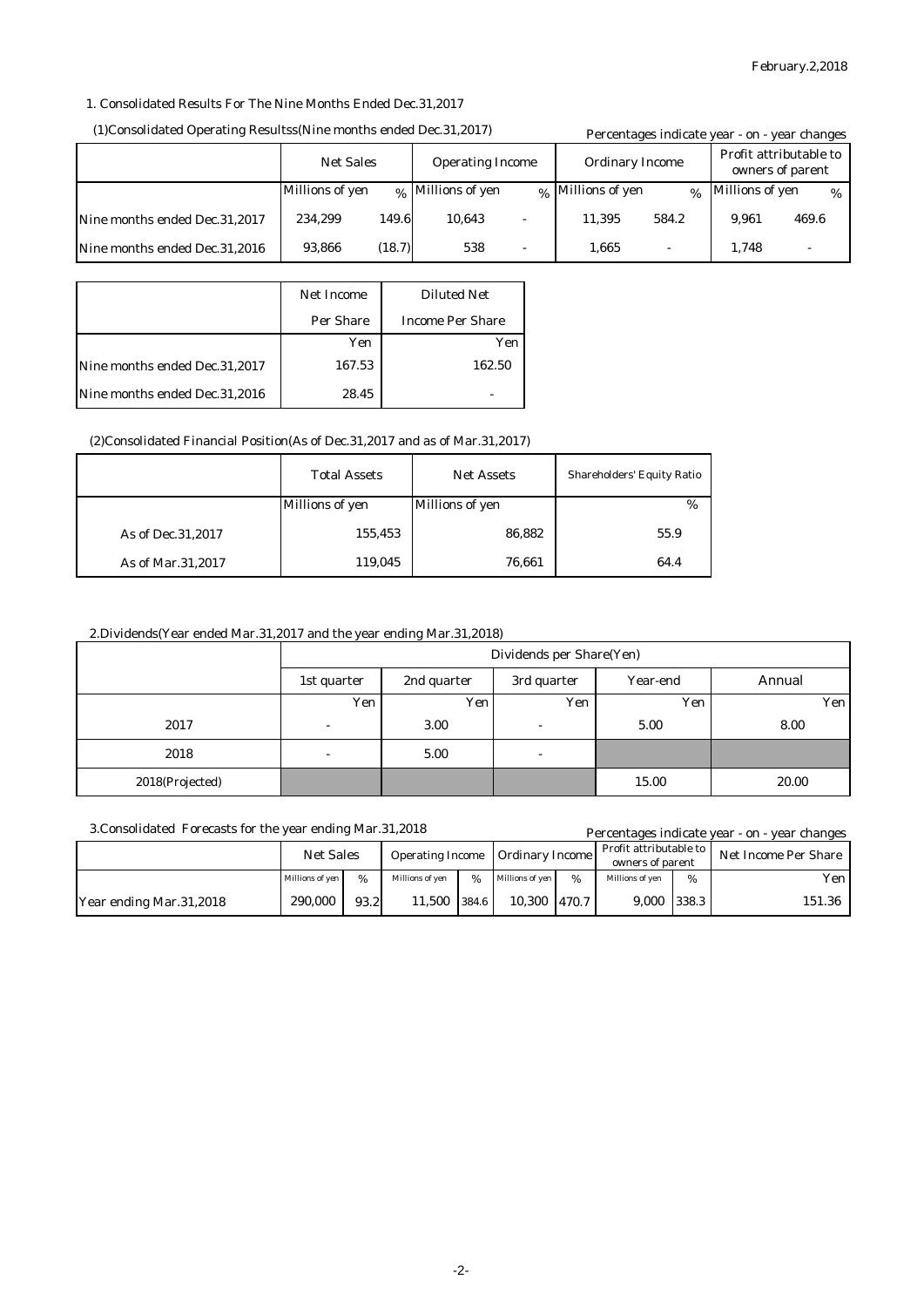February.2,2018

1. Consolidated Results For The Nine Months Ended Dec.31,2017

(1)Consolidated Operating Resultss(Nine months ended Dec.31,2017)

Percentages indicate year - on - year changes

| | Net Sales | | Operating Income | | Ordinary Income | | Profit attributable to owners of parent | |
|---|---|---|---|---|---|---|---|---|
| | Millions of yen | % | Millions of yen | % | Millions of yen | % | Millions of yen | % |
| Nine months ended Dec.31,2017 | 234,299 | 149.6 | 10,643 | - | 11,395 | 584.2 | 9,961 | 469.6 |
| Nine months ended Dec.31,2016 | 93,866 | (18.7) | 538 | - | 1,665 | - | 1,748 | - |

| | Net Income Per Share | Diluted Net Income Per Share |
|---|---|---|
| | Yen | Yen |
| Nine months ended Dec.31,2017 | 167.53 | 162.50 |
| Nine months ended Dec.31,2016 | 28.45 | - |

(2)Consolidated Financial Position(As of Dec.31,2017 and as of Mar.31,2017)

| | Total Assets | Net Assets | Shareholders' Equity Ratio |
|---|---|---|---|
| | Millions of yen | Millions of yen | % |
| As of Dec.31,2017 | 155,453 | 86,882 | 55.9 |
| As of Mar.31,2017 | 119,045 | 76,661 | 64.4 |

2.Dividends(Year ended Mar.31,2017 and the year ending Mar.31,2018)

| | Dividends per Share(Yen) | | | | |
|---|---|---|---|---|---|
| | 1st quarter | 2nd quarter | 3rd quarter | Year-end | Annual |
| | Yen | Yen | Yen | Yen | Yen |
| 2017 | - | 3.00 | - | 5.00 | 8.00 |
| 2018 | - | 5.00 | - | | |
| 2018(Projected) | | | | 15.00 | 20.00 |

3.Consolidated Forecasts for the year ending Mar.31,2018

Percentages indicate year - on - year changes

| | Net Sales | | Operating Income | | Ordinary Income | | Profit attributable to owners of parent | | Net Income Per Share |
|---|---|---|---|---|---|---|---|---|---|
| | Millions of yen | % | Millions of yen | % | Millions of yen | % | Millions of yen | % | Yen |
| Year ending Mar.31,2018 | 290,000 | 93.2 | 11,500 | 384.6 | 10,300 | 470.7 | 9,000 | 338.3 | 151.36 |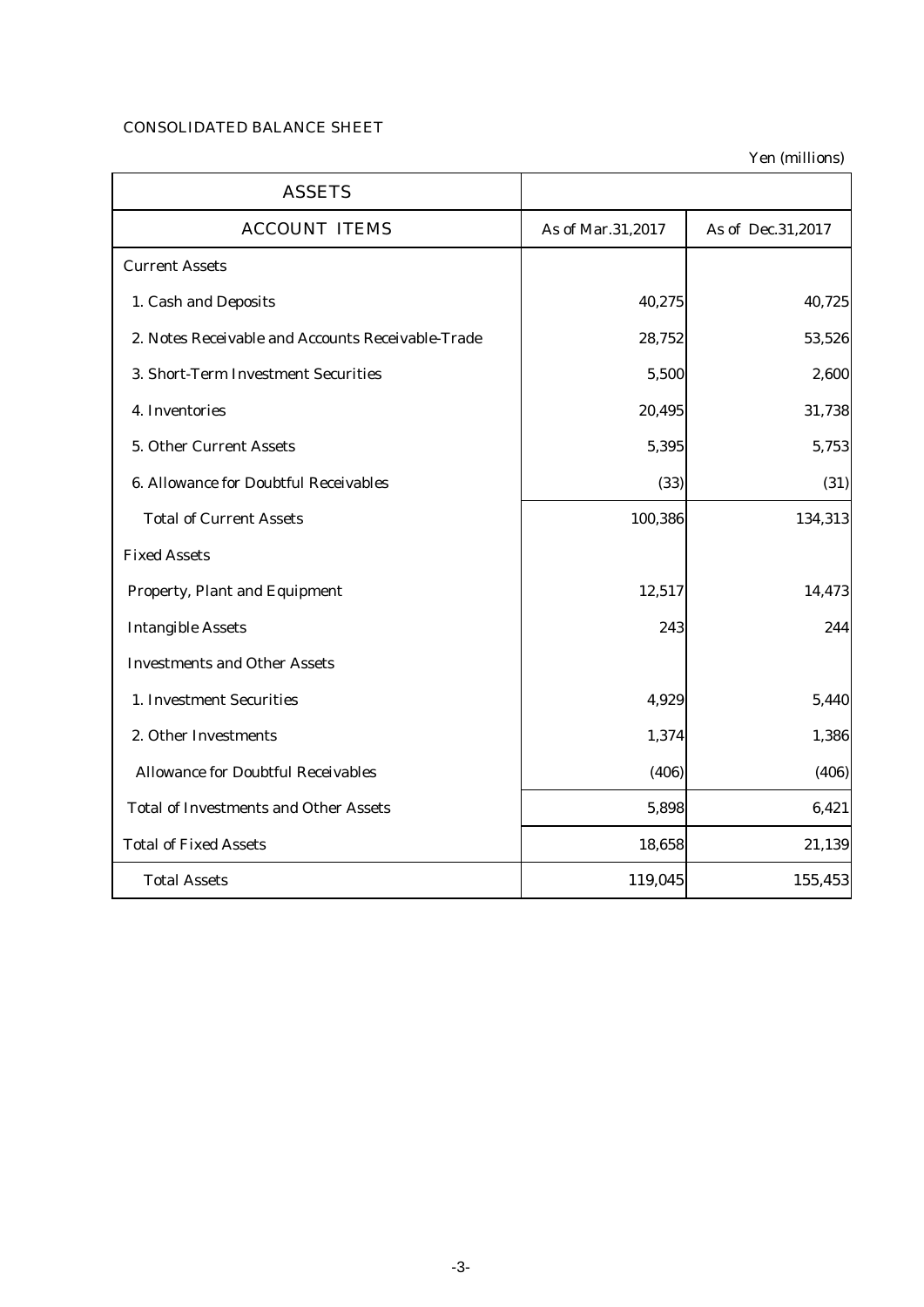CONSOLIDATED BALANCE SHEET

Yen (millions)

| ASSETS | | |
|---|---|---|
| ACCOUNT ITEMS | As of Mar.31,2017 | As of Dec.31,2017 |
| Current Assets | | |
| 1. Cash and Deposits | 40,275 | 40,725 |
| 2. Notes Receivable and Accounts Receivable-Trade | 28,752 | 53,526 |
| 3. Short-Term Investment Securities | 5,500 | 2,600 |
| 4. Inventories | 20,495 | 31,738 |
| 5. Other Current Assets | 5,395 | 5,753 |
| 6. Allowance for Doubtful Receivables | (33) | (31) |
| Total of Current Assets | 100,386 | 134,313 |
| Fixed Assets | | |
| Property, Plant and Equipment | 12,517 | 14,473 |
| Intangible Assets | 243 | 244 |
| Investments and Other Assets | | |
| 1. Investment Securities | 4,929 | 5,440 |
| 2. Other Investments | 1,374 | 1,386 |
| Allowance for Doubtful Receivables | (406) | (406) |
| Total of Investments and Other Assets | 5,898 | 6,421 |
| Total of Fixed Assets | 18,658 | 21,139 |
| Total Assets | 119,045 | 155,453 |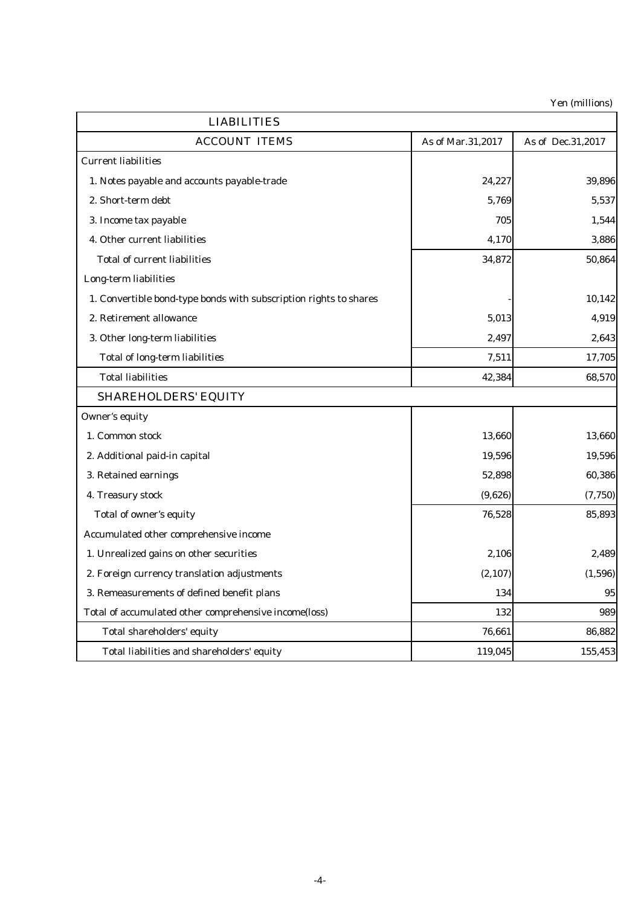Yen (millions)

| LIABILITIES | | |
|---|---|---|
| ACCOUNT ITEMS | As of Mar.31,2017 | As of Dec.31,2017 |
| Current liabilities | | |
| 1. Notes payable and accounts payable-trade | 24,227 | 39,896 |
| 2. Short-term debt | 5,769 | 5,537 |
| 3. Income tax payable | 705 | 1,544 |
| 4. Other current liabilities | 4,170 | 3,886 |
| Total of current liabilities | 34,872 | 50,864 |
| Long-term liabilities | | |
| 1. Convertible bond-type bonds with subscription rights to shares | - | 10,142 |
| 2. Retirement allowance | 5,013 | 4,919 |
| 3. Other long-term liabilities | 2,497 | 2,643 |
| Total of long-term liabilities | 7,511 | 17,705 |
| Total liabilities | 42,384 | 68,570 |
| SHAREHOLDERS' EQUITY | | |
| Owner's equity | | |
| 1. Common stock | 13,660 | 13,660 |
| 2. Additional paid-in capital | 19,596 | 19,596 |
| 3. Retained earnings | 52,898 | 60,386 |
| 4. Treasury stock | (9,626) | (7,750) |
| Total of owner's equity | 76,528 | 85,893 |
| Accumulated other comprehensive income | | |
| 1. Unrealized gains on other securities | 2,106 | 2,489 |
| 2. Foreign currency translation adjustments | (2,107) | (1,596) |
| 3. Remeasurements of defined benefit plans | 134 | 95 |
| Total of accumulated other comprehensive income(loss) | 132 | 989 |
| Total shareholders' equity | 76,661 | 86,882 |
| Total liabilities and shareholders' equity | 119,045 | 155,453 |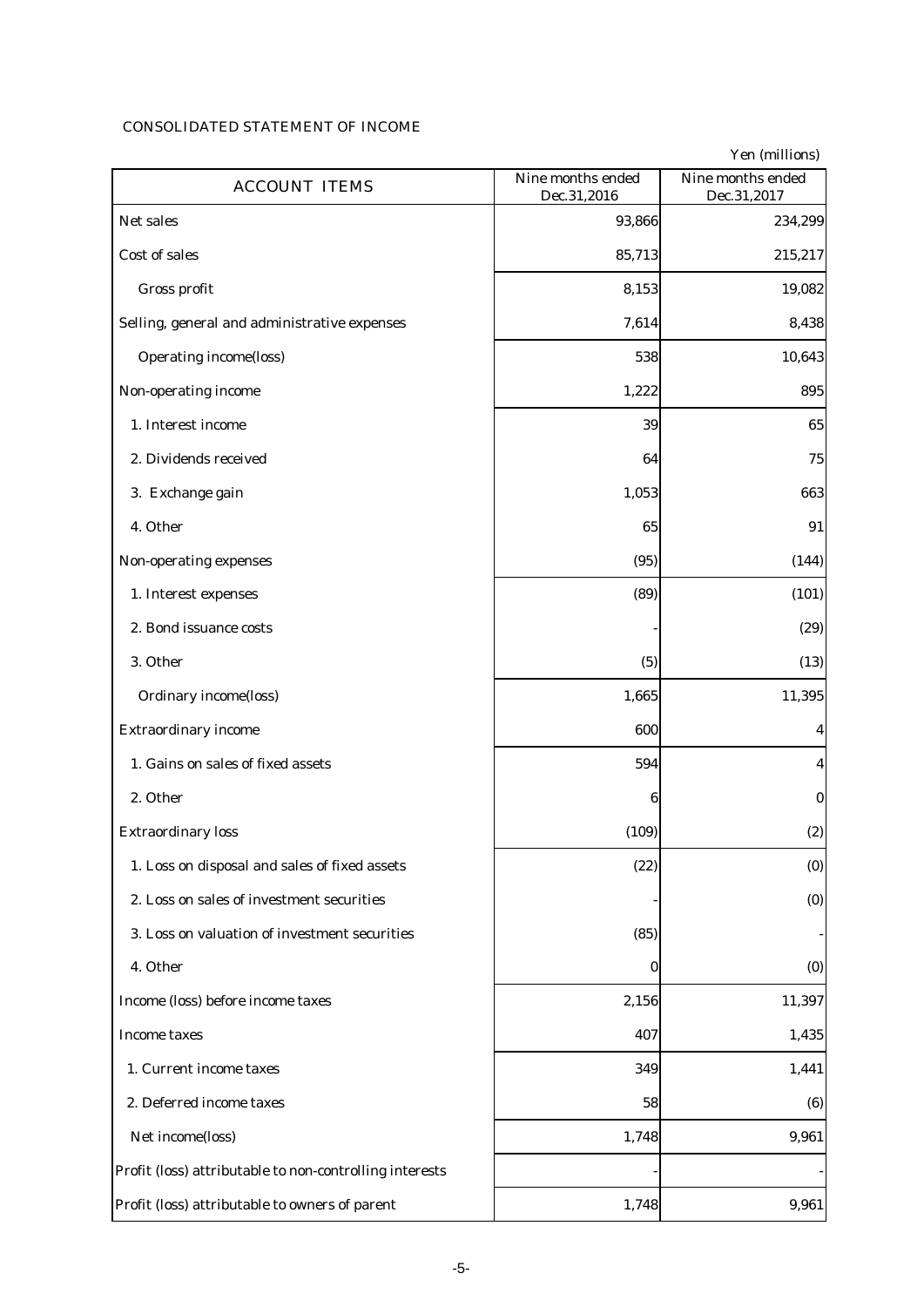CONSOLIDATED STATEMENT OF INCOME

Yen (millions)

| ACCOUNT ITEMS | Nine months ended Dec.31,2016 | Nine months ended Dec.31,2017 |
|---|---|---|
| Net sales | 93,866 | 234,299 |
| Cost of sales | 85,713 | 215,217 |
| Gross profit | 8,153 | 19,082 |
| Selling, general and administrative expenses | 7,614 | 8,438 |
| Operating income(loss) | 538 | 10,643 |
| Non-operating income | 1,222 | 895 |
| 1. Interest income | 39 | 65 |
| 2. Dividends received | 64 | 75 |
| 3. Exchange gain | 1,053 | 663 |
| 4. Other | 65 | 91 |
| Non-operating expenses | (95) | (144) |
| 1. Interest expenses | (89) | (101) |
| 2. Bond issuance costs | - | (29) |
| 3. Other | (5) | (13) |
| Ordinary income(loss) | 1,665 | 11,395 |
| Extraordinary income | 600 | 4 |
| 1. Gains on sales of fixed assets | 594 | 4 |
| 2. Other | 6 | 0 |
| Extraordinary loss | (109) | (2) |
| 1. Loss on disposal and sales of fixed assets | (22) | (0) |
| 2. Loss on sales of investment securities | - | (0) |
| 3. Loss on valuation of investment securities | (85) | - |
| 4. Other | 0 | (0) |
| Income (loss) before income taxes | 2,156 | 11,397 |
| Income taxes | 407 | 1,435 |
| 1. Current income taxes | 349 | 1,441 |
| 2. Deferred income taxes | 58 | (6) |
| Net income(loss) | 1,748 | 9,961 |
| Profit (loss) attributable to non-controlling interests | - | - |
| Profit (loss) attributable to owners of parent | 1,748 | 9,961 |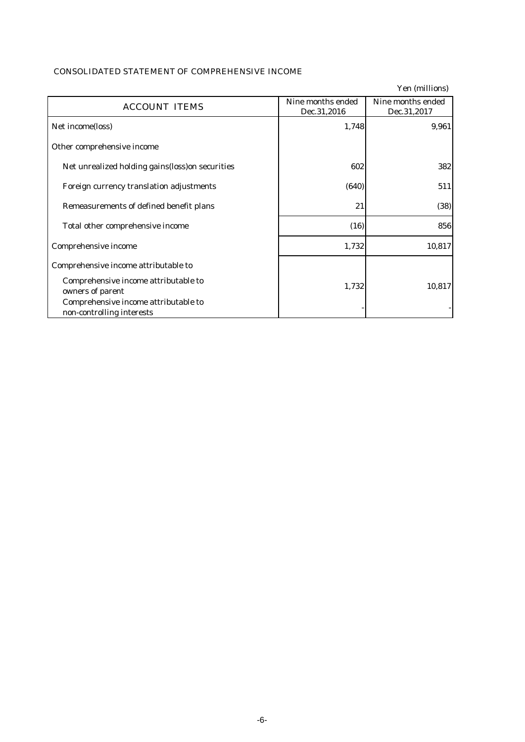## CONSOLIDATED STATEMENT OF COMPREHENSIVE INCOME

Yen (millions)

| ACCOUNT ITEMS | Nine months ended Dec.31,2016 | Nine months ended Dec.31,2017 |
|---|---|---|
| Net income(loss) | 1,748 | 9,961 |
| Other comprehensive income | | |
| Net unrealized holding gains(loss)on securities | 602 | 382 |
| Foreign currency translation adjustments | (640) | 511 |
| Remeasurements of defined benefit plans | 21 | (38) |
| Total other comprehensive income | (16) | 856 |
| Comprehensive income | 1,732 | 10,817 |
| Comprehensive income attributable to | | |
| Comprehensive income attributable to owners of parent | 1,732 | 10,817 |
| Comprehensive income attributable to non-controlling interests | - | - |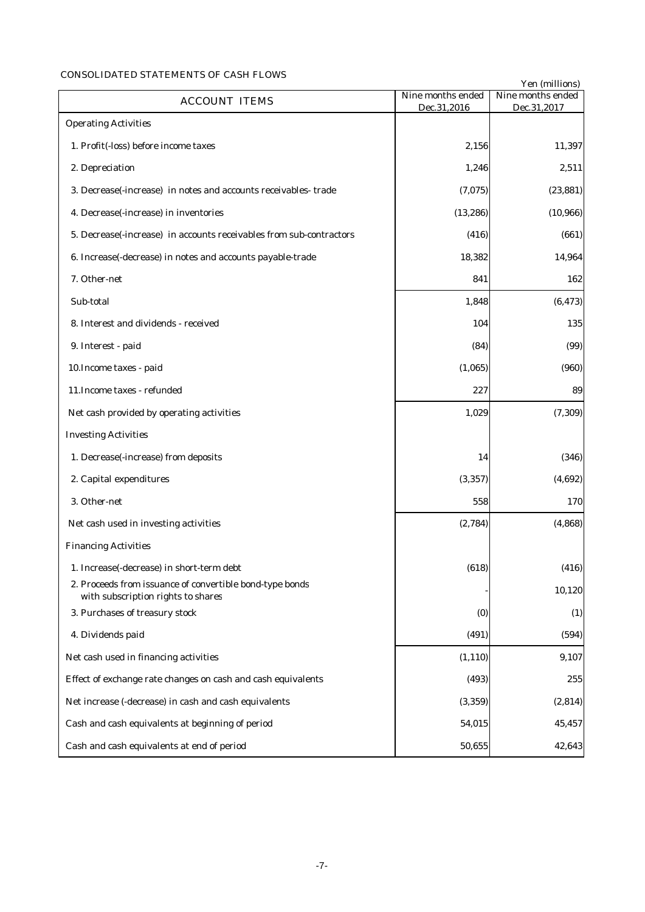CONSOLIDATED STATEMENTS OF CASH FLOWS

Yen (millions)

| ACCOUNT ITEMS | Nine months ended Dec.31,2016 | Nine months ended Dec.31,2017 |
|---|---|---|
| Operating Activities | | |
| 1. Profit(-loss) before income taxes | 2,156 | 11,397 |
| 2. Depreciation | 1,246 | 2,511 |
| 3. Decrease(-increase) in notes and accounts receivables- trade | (7,075) | (23,881) |
| 4. Decrease(-increase) in inventories | (13,286) | (10,966) |
| 5. Decrease(-increase) in accounts receivables from sub-contractors | (416) | (661) |
| 6. Increase(-decrease) in notes and accounts payable-trade | 18,382 | 14,964 |
| 7. Other-net | 841 | 162 |
| Sub-total | 1,848 | (6,473) |
| 8. Interest and dividends - received | 104 | 135 |
| 9. Interest - paid | (84) | (99) |
| 10.Income taxes - paid | (1,065) | (960) |
| 11.Income taxes - refunded | 227 | 89 |
| Net cash provided by operating activities | 1,029 | (7,309) |
| Investing Activities | | |
| 1. Decrease(-increase) from deposits | 14 | (346) |
| 2. Capital expenditures | (3,357) | (4,692) |
| 3. Other-net | 558 | 170 |
| Net cash used in investing activities | (2,784) | (4,868) |
| Financing Activities | | |
| 1. Increase(-decrease) in short-term debt | (618) | (416) |
| 2. Proceeds from issuance of convertible bond-type bonds with subscription rights to shares | - | 10,120 |
| 3. Purchases of treasury stock | (0) | (1) |
| 4. Dividends paid | (491) | (594) |
| Net cash used in financing activities | (1,110) | 9,107 |
| Effect of exchange rate changes on cash and cash equivalents | (493) | 255 |
| Net increase (-decrease) in cash and cash equivalents | (3,359) | (2,814) |
| Cash and cash equivalents at beginning of period | 54,015 | 45,457 |
| Cash and cash equivalents at end of period | 50,655 | 42,643 |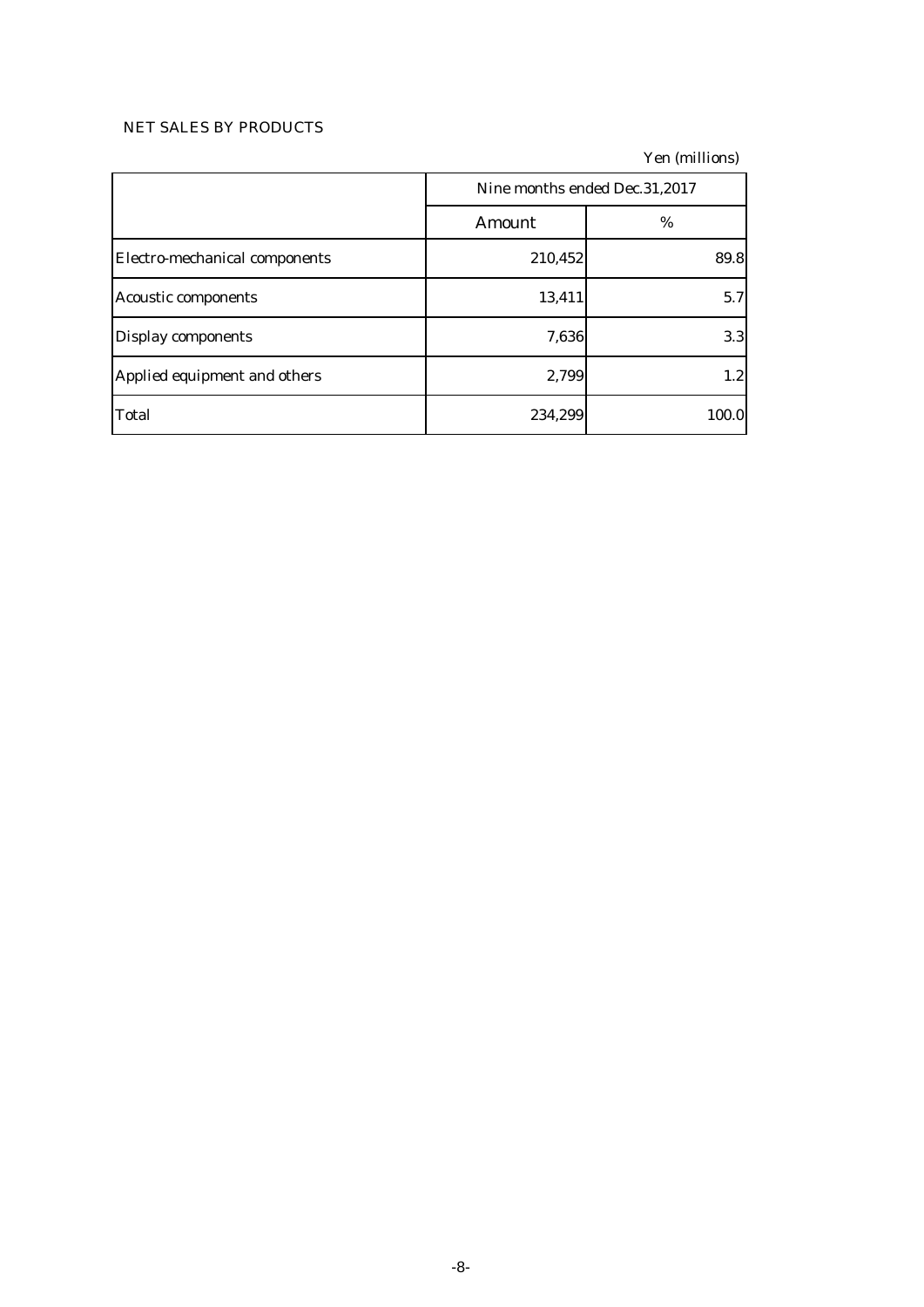NET SALES BY PRODUCTS

Yen (millions)

| | Nine months ended Dec.31,2017 | |
|---|---|---|
| | Amount | % |
| Electro-mechanical components | 210,452 | 89.8 |
| Acoustic components | 13,411 | 5.7 |
| Display components | 7,636 | 3.3 |
| Applied equipment and others | 2,799 | 1.2 |
| Total | 234,299 | 100.0 |